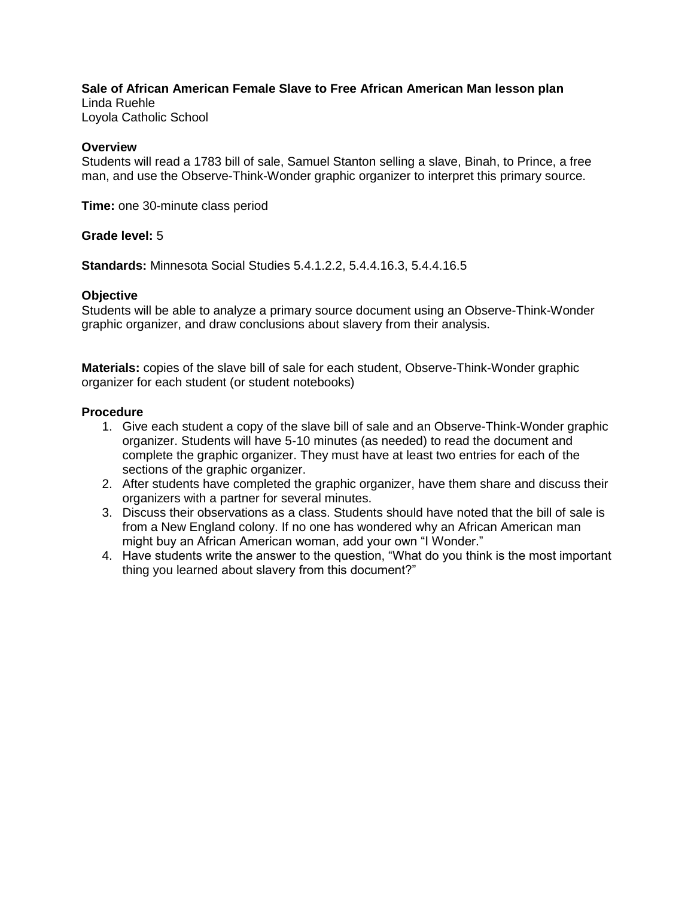**Sale of African American Female Slave to Free African American Man lesson plan**
Linda Ruehle
Loyola Catholic School

**Overview**
Students will read a 1783 bill of sale, Samuel Stanton selling a slave, Binah, to Prince, a free man, and use the Observe-Think-Wonder graphic organizer to interpret this primary source.

**Time:** one 30-minute class period

**Grade level:** 5

**Standards:** Minnesota Social Studies 5.4.1.2.2, 5.4.4.16.3, 5.4.4.16.5

**Objective**
Students will be able to analyze a primary source document using an Observe-Think-Wonder graphic organizer, and draw conclusions about slavery from their analysis.

**Materials:** copies of the slave bill of sale for each student, Observe-Think-Wonder graphic organizer for each student (or student notebooks)

**Procedure**

1. Give each student a copy of the slave bill of sale and an Observe-Think-Wonder graphic organizer. Students will have 5-10 minutes (as needed) to read the document and complete the graphic organizer. They must have at least two entries for each of the sections of the graphic organizer.
2. After students have completed the graphic organizer, have them share and discuss their organizers with a partner for several minutes.
3. Discuss their observations as a class. Students should have noted that the bill of sale is from a New England colony. If no one has wondered why an African American man might buy an African American woman, add your own "I Wonder."
4. Have students write the answer to the question, "What do you think is the most important thing you learned about slavery from this document?"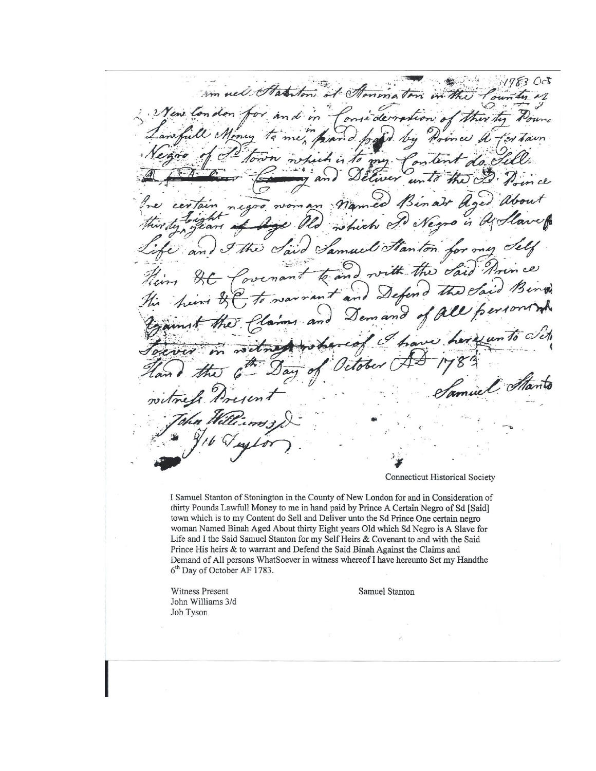1783 Oct

...muel Stanton of Stonington in the County of New London for and in Consideration of thirty Pound Lawfull Money to me in hand paid by Prince A Certain Negro of Sd town which is to my Content do Sell ... and Deliver unto the Sd Prince One certain negro woman Named Binah Aged About thirty Eight years ~~of Age~~ Old which Sd Negro is A Slave for Life and I the Said Samuel Stanton for my Self Heirs &c Covenant to and with the Said Prince His heirs &c to warrant and Defend the Said Binah Against the Claims and Demand of All persons wh... forever in witness whereof I have hereunto Set my Hand the 6th Day of October AD 1783

Samuel Stanton

witness Present
John Williams 3d
Job Taylor

Connecticut Historical Society

I Samuel Stanton of Stonington in the County of New London for and in Consideration of thirty Pounds Lawfull Money to me in hand paid by Prince A Certain Negro of Sd [Said] town which is to my Content do Sell and Deliver unto the Sd Prince One certain negro woman Named Binah Aged About thirty Eight years Old which Sd Negro is A Slave for Life and I the Said Samuel Stanton for my Self Heirs & Covenant to and with the Said Prince His heirs & to warrant and Defend the Said Binah Against the Claims and Demand of All persons WhatSoever in witness whereof I have hereunto Set my Handthe 6th Day of October AF 1783.

Witness Present
John Williams 3/d
Job Tyson

Samuel Stanton